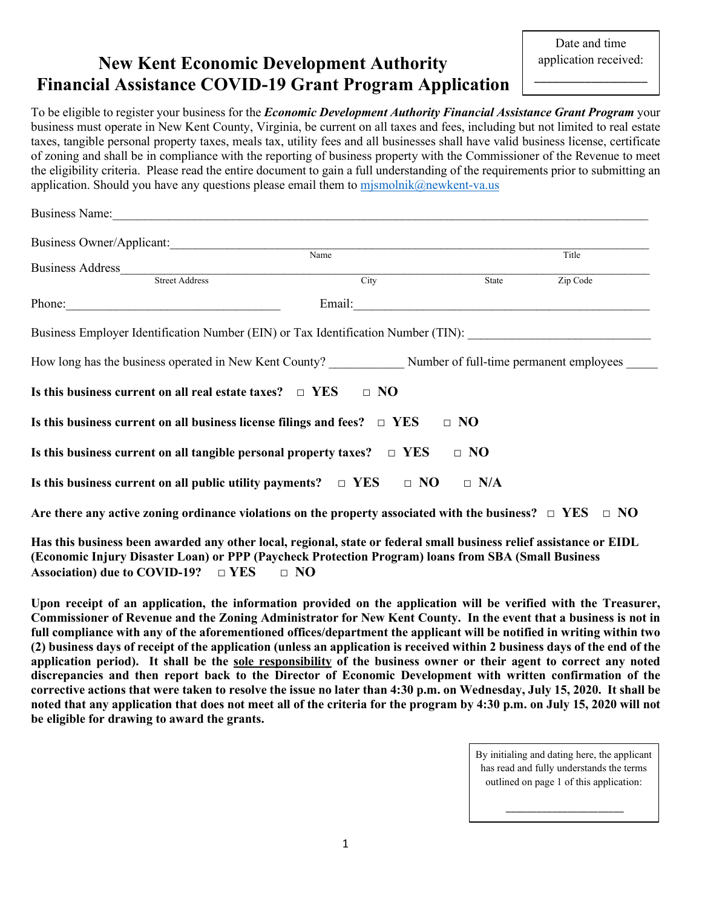Date and time application received: \_\_\_\_\_\_\_\_\_\_\_\_\_\_\_\_

# New Kent Economic Development Authority Financial Assistance COVID-19 Grant Program Application

To be eligible to register your business for the ***Economic Development Authority Financial Assistance Grant Program*** your business must operate in New Kent County, Virginia, be current on all taxes and fees, including but not limited to real estate taxes, tangible personal property taxes, meals tax, utility fees and all businesses shall have valid business license, certificate of zoning and shall be in compliance with the reporting of business property with the Commissioner of the Revenue to meet the eligibility criteria. Please read the entire document to gain a full understanding of the requirements prior to submitting an application. Should you have any questions please email them to mjsmolnik@newkent-va.us

Business Name:\_\_\_\_\_\_\_\_\_\_\_\_\_\_\_\_\_\_\_\_\_\_\_\_\_\_\_\_\_\_\_\_\_\_\_\_\_\_\_\_\_\_\_\_\_\_\_\_\_\_\_\_

Business Owner/Applicant:\_\_\_\_\_\_\_\_\_\_\_\_\_\_\_\_\_\_\_\_\_\_\_\_\_\_\_\_\_\_\_\_\_\_\_\_\_\_\_\_\_\_\_\_\_\_\_\_\_
Name Title

Business Address\_\_\_\_\_\_\_\_\_\_\_\_\_\_\_\_\_\_\_\_\_\_\_\_\_\_\_\_\_\_\_\_\_\_\_\_\_\_\_\_\_\_\_\_\_\_\_\_\_\_\_\_\_
Street Address City State Zip Code

Phone:\_\_\_\_\_\_\_\_\_\_\_\_\_\_\_\_\_\_\_\_\_\_\_\_\_\_\_ Email:\_\_\_\_\_\_\_\_\_\_\_\_\_\_\_\_\_\_\_\_\_\_\_\_\_\_\_\_\_\_\_\_\_\_\_\_\_

Business Employer Identification Number (EIN) or Tax Identification Number (TIN): \_\_\_\_\_\_\_\_\_\_\_\_\_\_\_\_\_\_\_\_\_\_

How long has the business operated in New Kent County? \_\_\_\_\_\_\_\_\_\_ Number of full-time permanent employees \_\_\_\_\_

**Is this business current on all real estate taxes? □ YES □ NO**

**Is this business current on all business license filings and fees? □ YES □ NO**

**Is this business current on all tangible personal property taxes? □ YES □ NO**

**Is this business current on all public utility payments? □ YES □ NO □ N/A**

**Are there any active zoning ordinance violations on the property associated with the business? □ YES □ NO**

**Has this business been awarded any other local, regional, state or federal small business relief assistance or EIDL (Economic Injury Disaster Loan) or PPP (Paycheck Protection Program) loans from SBA (Small Business Association) due to COVID-19? □ YES □ NO**

**Upon receipt of an application, the information provided on the application will be verified with the Treasurer, Commissioner of Revenue and the Zoning Administrator for New Kent County. In the event that a business is not in full compliance with any of the aforementioned offices/department the applicant will be notified in writing within two (2) business days of receipt of the application (unless an application is received within 2 business days of the end of the application period). It shall be the <u>sole responsibility</u> of the business owner or their agent to correct any noted discrepancies and then report back to the Director of Economic Development with written confirmation of the corrective actions that were taken to resolve the issue no later than 4:30 p.m. on Wednesday, July 15, 2020. It shall be noted that any application that does not meet all of the criteria for the program by 4:30 p.m. on July 15, 2020 will not be eligible for drawing to award the grants.**

By initialing and dating here, the applicant has read and fully understands the terms outlined on page 1 of this application:

\_\_\_\_\_\_\_\_\_\_\_\_\_\_\_\_\_\_\_\_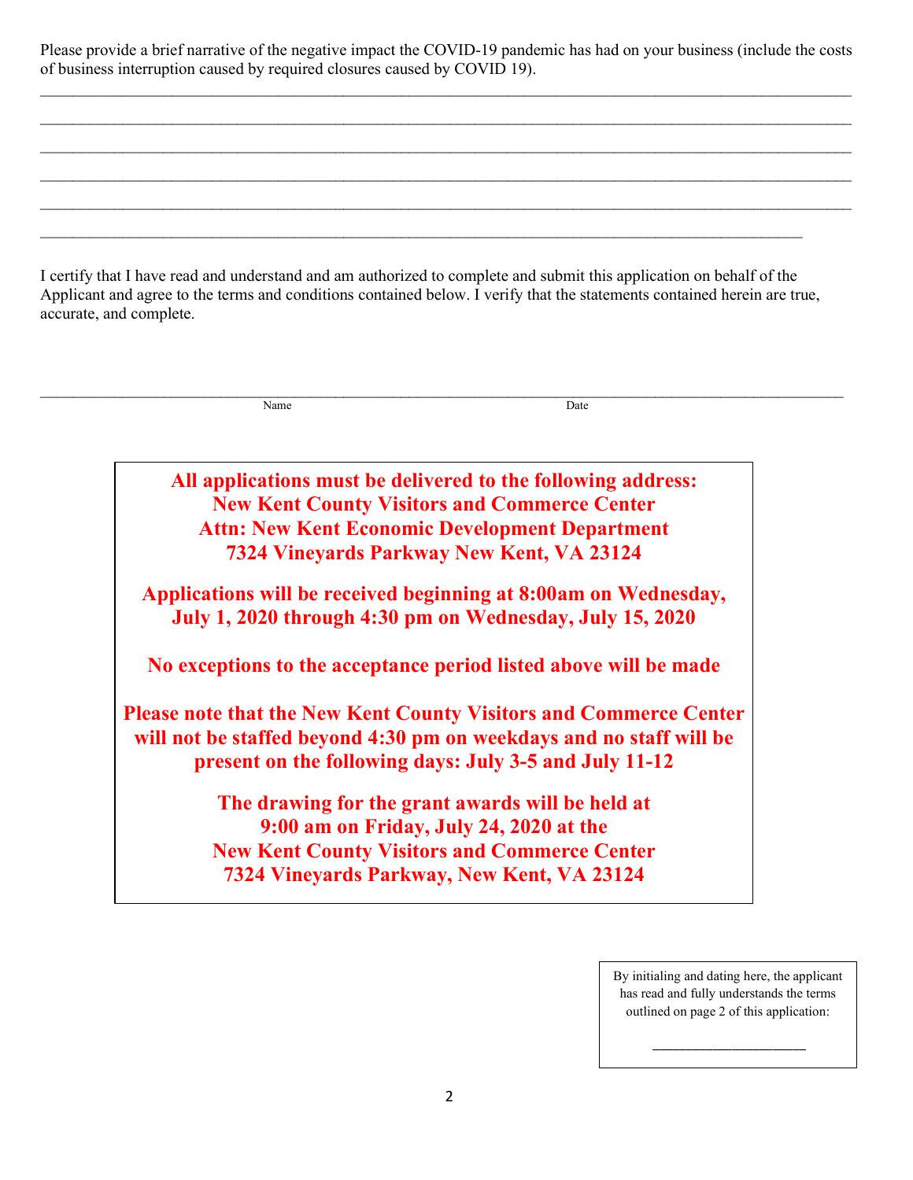Please provide a brief narrative of the negative impact the COVID-19 pandemic has had on your business (include the costs of business interruption caused by required closures caused by COVID 19).

_______________________________________________________________________________________________

_______________________________________________________________________________________________

_______________________________________________________________________________________________

_______________________________________________________________________________________________

_______________________________________________________________________________________________

_____________________________________________________________________________________________

I certify that I have read and understand and am authorized to complete and submit this application on behalf of the Applicant and agree to the terms and conditions contained below. I verify that the statements contained herein are true, accurate, and complete.

_______________________________________________________________________________________________

Name                                                                                    Date

**All applications must be delivered to the following address:**
**New Kent County Visitors and Commerce Center**
**Attn: New Kent Economic Development Department**
**7324 Vineyards Parkway New Kent, VA 23124**

**Applications will be received beginning at 8:00am on Wednesday, July 1, 2020 through 4:30 pm on Wednesday, July 15, 2020**

**No exceptions to the acceptance period listed above will be made**

**Please note that the New Kent County Visitors and Commerce Center will not be staffed beyond 4:30 pm on weekdays and no staff will be present on the following days: July 3-5 and July 11-12**

**The drawing for the grant awards will be held at 9:00 am on Friday, July 24, 2020 at the New Kent County Visitors and Commerce Center 7324 Vineyards Parkway, New Kent, VA 23124**

By initialing and dating here, the applicant has read and fully understands the terms outlined on page 2 of this application:

______________________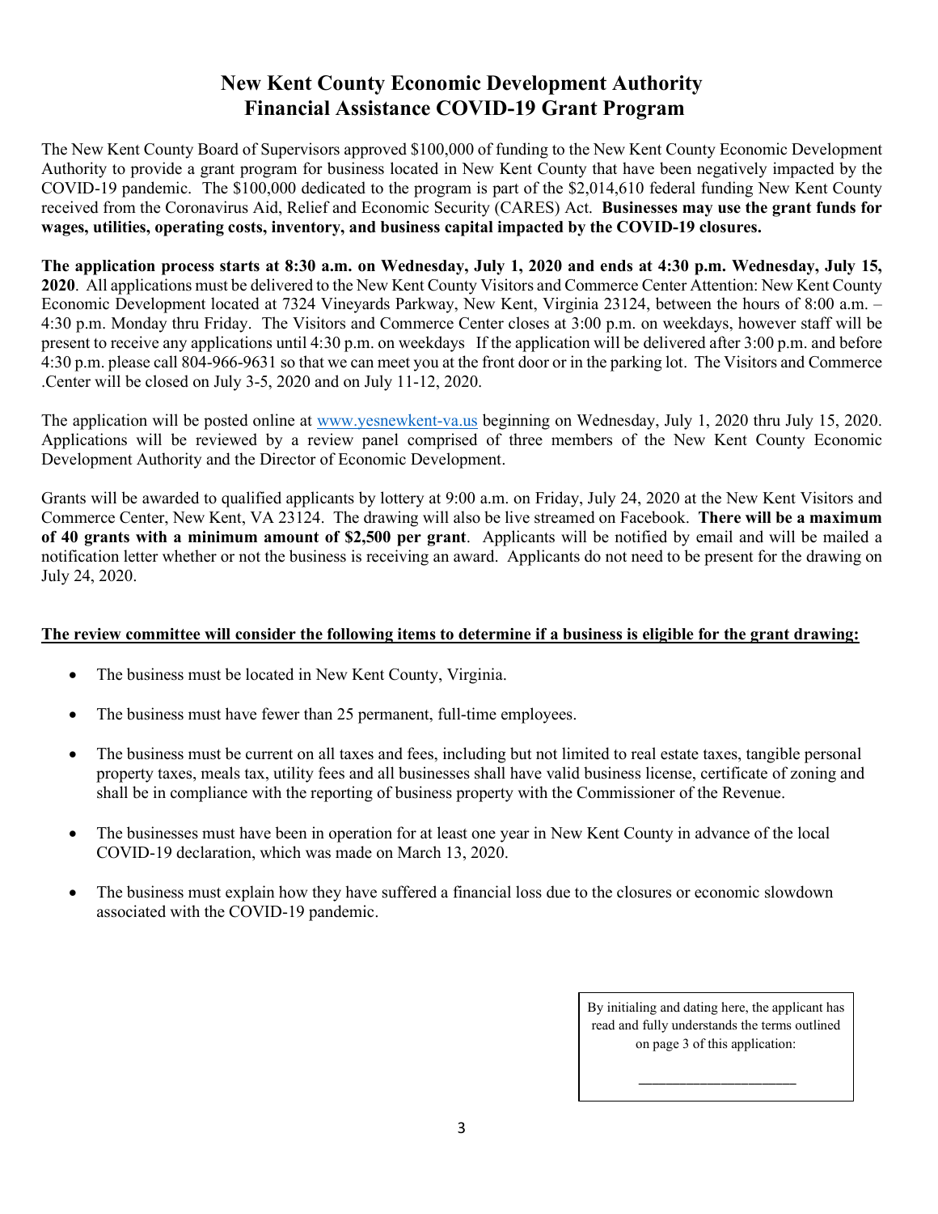# New Kent County Economic Development Authority
# Financial Assistance COVID-19 Grant Program

The New Kent County Board of Supervisors approved $100,000 of funding to the New Kent County Economic Development Authority to provide a grant program for business located in New Kent County that have been negatively impacted by the COVID-19 pandemic. The $100,000 dedicated to the program is part of the $2,014,610 federal funding New Kent County received from the Coronavirus Aid, Relief and Economic Security (CARES) Act. **Businesses may use the grant funds for wages, utilities, operating costs, inventory, and business capital impacted by the COVID-19 closures.**

**The application process starts at 8:30 a.m. on Wednesday, July 1, 2020 and ends at 4:30 p.m. Wednesday, July 15, 2020**. All applications must be delivered to the New Kent County Visitors and Commerce Center Attention: New Kent County Economic Development located at 7324 Vineyards Parkway, New Kent, Virginia 23124, between the hours of 8:00 a.m. – 4:30 p.m. Monday thru Friday. The Visitors and Commerce Center closes at 3:00 p.m. on weekdays, however staff will be present to receive any applications until 4:30 p.m. on weekdays If the application will be delivered after 3:00 p.m. and before 4:30 p.m. please call 804-966-9631 so that we can meet you at the front door or in the parking lot. The Visitors and Commerce .Center will be closed on July 3-5, 2020 and on July 11-12, 2020.

The application will be posted online at www.yesnewkent-va.us beginning on Wednesday, July 1, 2020 thru July 15, 2020. Applications will be reviewed by a review panel comprised of three members of the New Kent County Economic Development Authority and the Director of Economic Development.

Grants will be awarded to qualified applicants by lottery at 9:00 a.m. on Friday, July 24, 2020 at the New Kent Visitors and Commerce Center, New Kent, VA 23124. The drawing will also be live streamed on Facebook. **There will be a maximum of 40 grants with a minimum amount of $2,500 per grant**. Applicants will be notified by email and will be mailed a notification letter whether or not the business is receiving an award. Applicants do not need to be present for the drawing on July 24, 2020.

**The review committee will consider the following items to determine if a business is eligible for the grant drawing:**

- The business must be located in New Kent County, Virginia.
- The business must have fewer than 25 permanent, full-time employees.
- The business must be current on all taxes and fees, including but not limited to real estate taxes, tangible personal property taxes, meals tax, utility fees and all businesses shall have valid business license, certificate of zoning and shall be in compliance with the reporting of business property with the Commissioner of the Revenue.
- The businesses must have been in operation for at least one year in New Kent County in advance of the local COVID-19 declaration, which was made on March 13, 2020.
- The business must explain how they have suffered a financial loss due to the closures or economic slowdown associated with the COVID-19 pandemic.

By initialing and dating here, the applicant has read and fully understands the terms outlined on page 3 of this application:

\_\_\_\_\_\_\_\_\_\_\_\_\_\_\_\_\_\_\_\_\_\_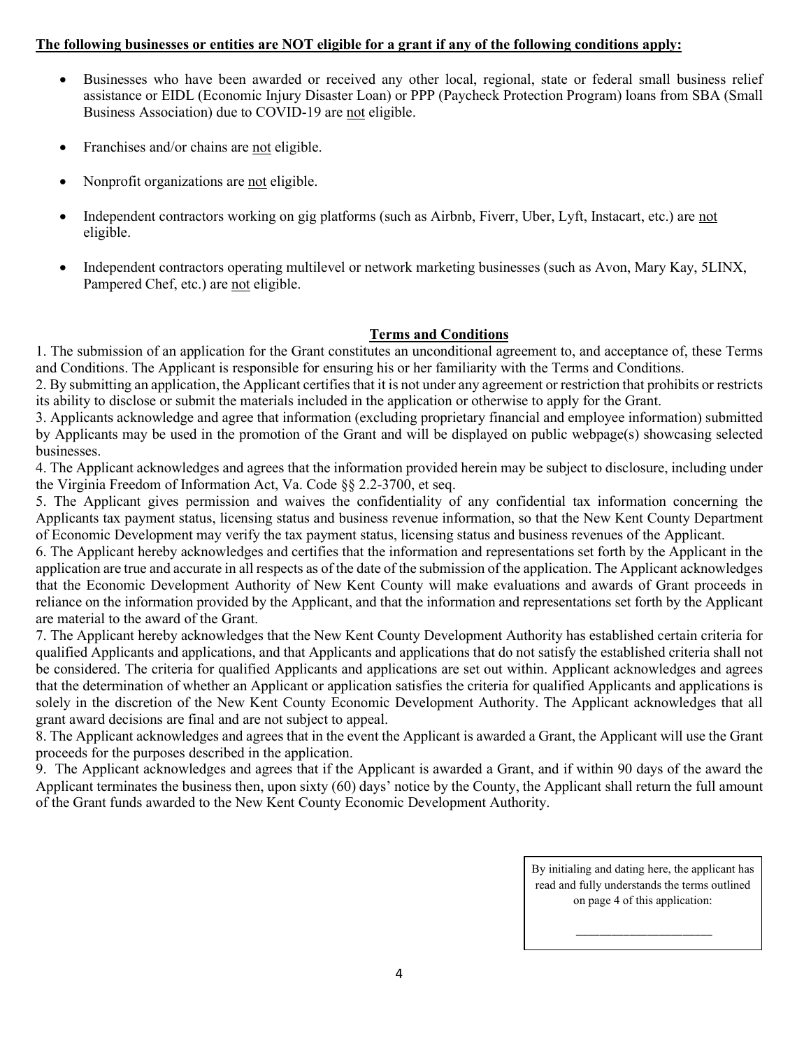**The following businesses or entities are NOT eligible for a grant if any of the following conditions apply:**

- Businesses who have been awarded or received any other local, regional, state or federal small business relief assistance or EIDL (Economic Injury Disaster Loan) or PPP (Paycheck Protection Program) loans from SBA (Small Business Association) due to COVID-19 are not eligible.
- Franchises and/or chains are not eligible.
- Nonprofit organizations are not eligible.
- Independent contractors working on gig platforms (such as Airbnb, Fiverr, Uber, Lyft, Instacart, etc.) are not eligible.
- Independent contractors operating multilevel or network marketing businesses (such as Avon, Mary Kay, 5LINX, Pampered Chef, etc.) are not eligible.

## Terms and Conditions

1. The submission of an application for the Grant constitutes an unconditional agreement to, and acceptance of, these Terms and Conditions. The Applicant is responsible for ensuring his or her familiarity with the Terms and Conditions.
2. By submitting an application, the Applicant certifies that it is not under any agreement or restriction that prohibits or restricts its ability to disclose or submit the materials included in the application or otherwise to apply for the Grant.
3. Applicants acknowledge and agree that information (excluding proprietary financial and employee information) submitted by Applicants may be used in the promotion of the Grant and will be displayed on public webpage(s) showcasing selected businesses.
4. The Applicant acknowledges and agrees that the information provided herein may be subject to disclosure, including under the Virginia Freedom of Information Act, Va. Code §§ 2.2-3700, et seq.
5. The Applicant gives permission and waives the confidentiality of any confidential tax information concerning the Applicants tax payment status, licensing status and business revenue information, so that the New Kent County Department of Economic Development may verify the tax payment status, licensing status and business revenues of the Applicant.
6. The Applicant hereby acknowledges and certifies that the information and representations set forth by the Applicant in the application are true and accurate in all respects as of the date of the submission of the application. The Applicant acknowledges that the Economic Development Authority of New Kent County will make evaluations and awards of Grant proceeds in reliance on the information provided by the Applicant, and that the information and representations set forth by the Applicant are material to the award of the Grant.
7. The Applicant hereby acknowledges that the New Kent County Development Authority has established certain criteria for qualified Applicants and applications, and that Applicants and applications that do not satisfy the established criteria shall not be considered. The criteria for qualified Applicants and applications are set out within. Applicant acknowledges and agrees that the determination of whether an Applicant or application satisfies the criteria for qualified Applicants and applications is solely in the discretion of the New Kent County Economic Development Authority. The Applicant acknowledges that all grant award decisions are final and are not subject to appeal.
8. The Applicant acknowledges and agrees that in the event the Applicant is awarded a Grant, the Applicant will use the Grant proceeds for the purposes described in the application.
9. The Applicant acknowledges and agrees that if the Applicant is awarded a Grant, and if within 90 days of the award the Applicant terminates the business then, upon sixty (60) days' notice by the County, the Applicant shall return the full amount of the Grant funds awarded to the New Kent County Economic Development Authority.

By initialing and dating here, the applicant has read and fully understands the terms outlined on page 4 of this application:

\_\_\_\_\_\_\_\_\_\_\_\_\_\_\_\_\_\_\_\_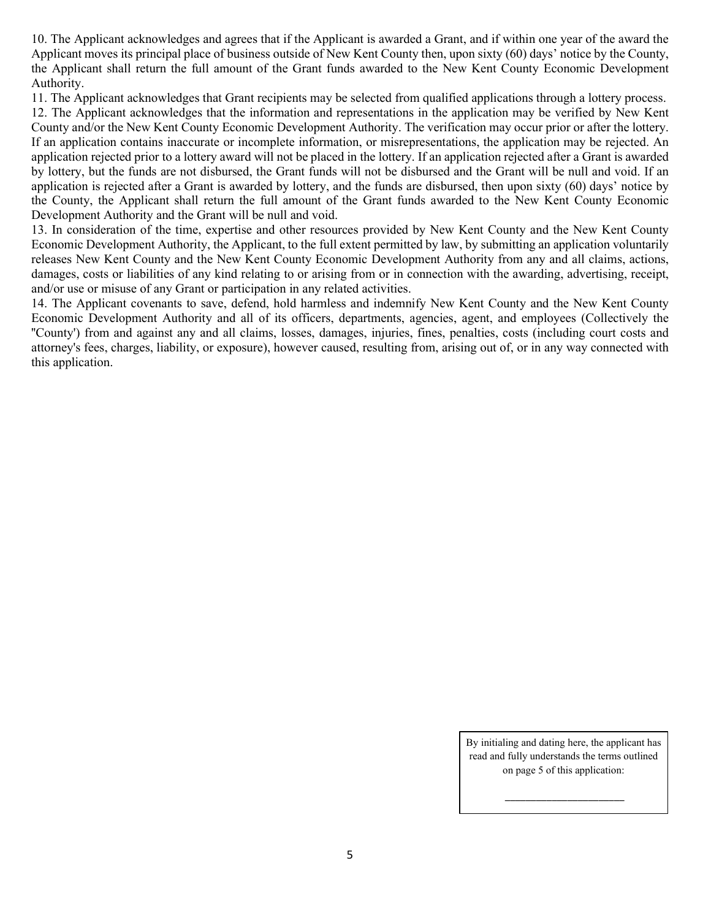10. The Applicant acknowledges and agrees that if the Applicant is awarded a Grant, and if within one year of the award the Applicant moves its principal place of business outside of New Kent County then, upon sixty (60) days' notice by the County, the Applicant shall return the full amount of the Grant funds awarded to the New Kent County Economic Development Authority.

11. The Applicant acknowledges that Grant recipients may be selected from qualified applications through a lottery process.

12. The Applicant acknowledges that the information and representations in the application may be verified by New Kent County and/or the New Kent County Economic Development Authority. The verification may occur prior or after the lottery. If an application contains inaccurate or incomplete information, or misrepresentations, the application may be rejected. An application rejected prior to a lottery award will not be placed in the lottery. If an application rejected after a Grant is awarded by lottery, but the funds are not disbursed, the Grant funds will not be disbursed and the Grant will be null and void. If an application is rejected after a Grant is awarded by lottery, and the funds are disbursed, then upon sixty (60) days' notice by the County, the Applicant shall return the full amount of the Grant funds awarded to the New Kent County Economic Development Authority and the Grant will be null and void.

13. In consideration of the time, expertise and other resources provided by New Kent County and the New Kent County Economic Development Authority, the Applicant, to the full extent permitted by law, by submitting an application voluntarily releases New Kent County and the New Kent County Economic Development Authority from any and all claims, actions, damages, costs or liabilities of any kind relating to or arising from or in connection with the awarding, advertising, receipt, and/or use or misuse of any Grant or participation in any related activities.

14. The Applicant covenants to save, defend, hold harmless and indemnify New Kent County and the New Kent County Economic Development Authority and all of its officers, departments, agencies, agent, and employees (Collectively the "County') from and against any and all claims, losses, damages, injuries, fines, penalties, costs (including court costs and attorney's fees, charges, liability, or exposure), however caused, resulting from, arising out of, or in any way connected with this application.

By initialing and dating here, the applicant has read and fully understands the terms outlined on page 5 of this application:

\_\_\_\_\_\_\_\_\_\_\_\_\_\_\_\_\_\_\_\_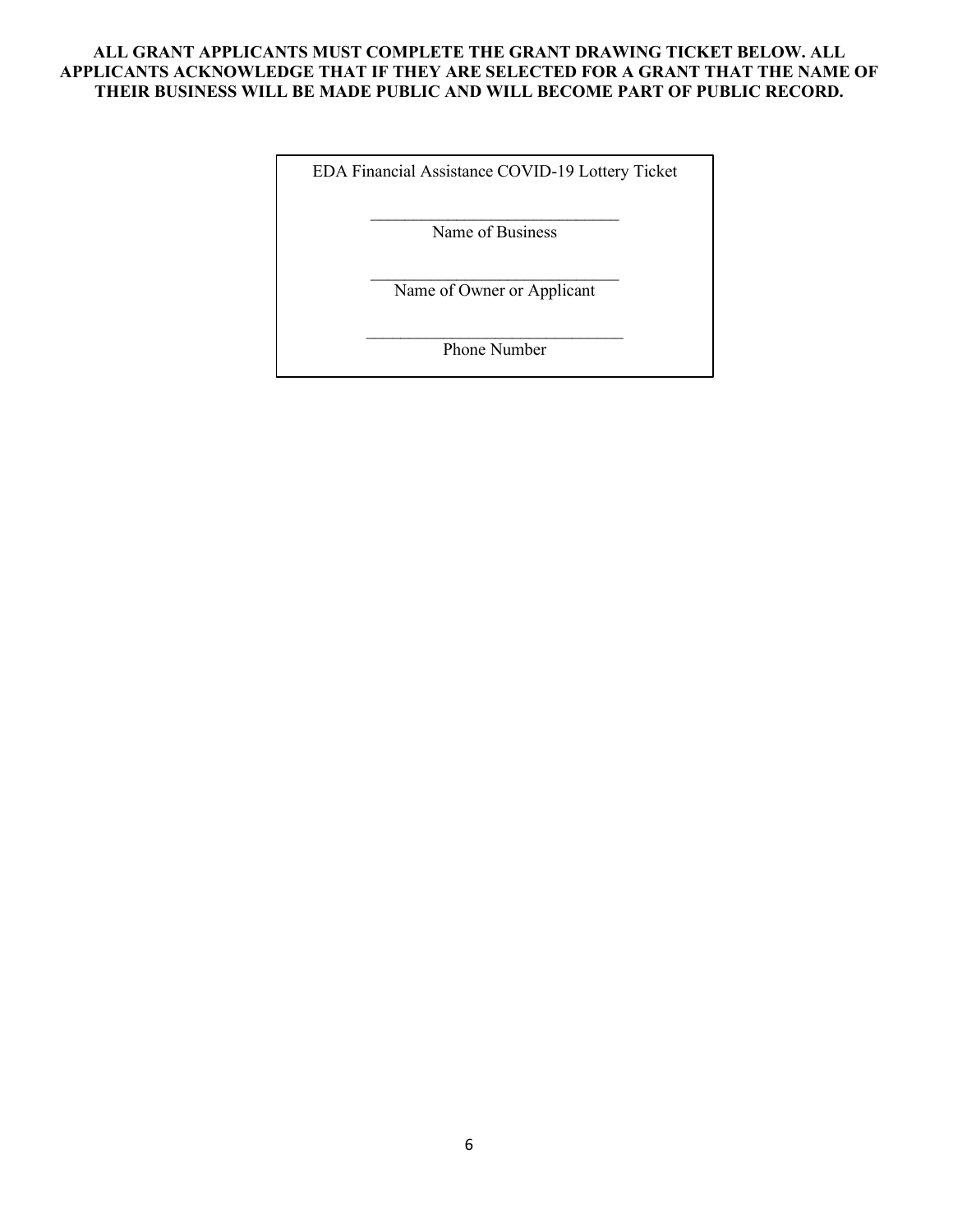**ALL GRANT APPLICANTS MUST COMPLETE THE GRANT DRAWING TICKET BELOW. ALL APPLICANTS ACKNOWLEDGE THAT IF THEY ARE SELECTED FOR A GRANT THAT THE NAME OF THEIR BUSINESS WILL BE MADE PUBLIC AND WILL BECOME PART OF PUBLIC RECORD.**

EDA Financial Assistance COVID-19 Lottery Ticket

______________________________
Name of Business

______________________________
Name of Owner or Applicant

______________________________
Phone Number